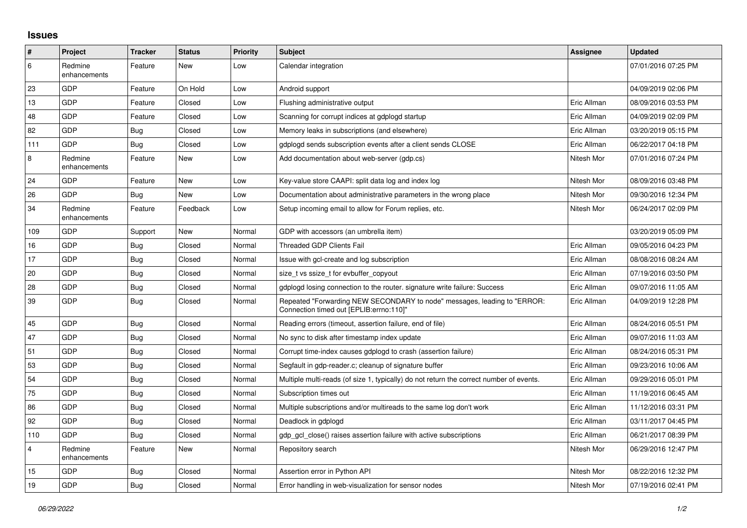## Issues

| # | Project | Tracker | Status | Priority | Subject | Assignee | Updated |
|---|---|---|---|---|---|---|---|
| 6 | Redmine enhancements | Feature | New | Low | Calendar integration | | 07/01/2016 07:25 PM |
| 23 | GDP | Feature | On Hold | Low | Android support | | 04/09/2019 02:06 PM |
| 13 | GDP | Feature | Closed | Low | Flushing administrative output | Eric Allman | 08/09/2016 03:53 PM |
| 48 | GDP | Feature | Closed | Low | Scanning for corrupt indices at gdplogd startup | Eric Allman | 04/09/2019 02:09 PM |
| 82 | GDP | Bug | Closed | Low | Memory leaks in subscriptions (and elsewhere) | Eric Allman | 03/20/2019 05:15 PM |
| 111 | GDP | Bug | Closed | Low | gdplogd sends subscription events after a client sends CLOSE | Eric Allman | 06/22/2017 04:18 PM |
| 8 | Redmine enhancements | Feature | New | Low | Add documentation about web-server (gdp.cs) | Nitesh Mor | 07/01/2016 07:24 PM |
| 24 | GDP | Feature | New | Low | Key-value store CAAPI: split data log and index log | Nitesh Mor | 08/09/2016 03:48 PM |
| 26 | GDP | Bug | New | Low | Documentation about administrative parameters in the wrong place | Nitesh Mor | 09/30/2016 12:34 PM |
| 34 | Redmine enhancements | Feature | Feedback | Low | Setup incoming email to allow for Forum replies, etc. | Nitesh Mor | 06/24/2017 02:09 PM |
| 109 | GDP | Support | New | Normal | GDP with accessors (an umbrella item) | | 03/20/2019 05:09 PM |
| 16 | GDP | Bug | Closed | Normal | Threaded GDP Clients Fail | Eric Allman | 09/05/2016 04:23 PM |
| 17 | GDP | Bug | Closed | Normal | Issue with gcl-create and log subscription | Eric Allman | 08/08/2016 08:24 AM |
| 20 | GDP | Bug | Closed | Normal | size_t vs ssize_t for evbuffer_copyout | Eric Allman | 07/19/2016 03:50 PM |
| 28 | GDP | Bug | Closed | Normal | gdplogd losing connection to the router. signature write failure: Success | Eric Allman | 09/07/2016 11:05 AM |
| 39 | GDP | Bug | Closed | Normal | Repeated "Forwarding NEW SECONDARY to node" messages, leading to "ERROR: Connection timed out [EPLIB:errno:110]" | Eric Allman | 04/09/2019 12:28 PM |
| 45 | GDP | Bug | Closed | Normal | Reading errors (timeout, assertion failure, end of file) | Eric Allman | 08/24/2016 05:51 PM |
| 47 | GDP | Bug | Closed | Normal | No sync to disk after timestamp index update | Eric Allman | 09/07/2016 11:03 AM |
| 51 | GDP | Bug | Closed | Normal | Corrupt time-index causes gdplogd to crash (assertion failure) | Eric Allman | 08/24/2016 05:31 PM |
| 53 | GDP | Bug | Closed | Normal | Segfault in gdp-reader.c; cleanup of signature buffer | Eric Allman | 09/23/2016 10:06 AM |
| 54 | GDP | Bug | Closed | Normal | Multiple multi-reads (of size 1, typically) do not return the correct number of events. | Eric Allman | 09/29/2016 05:01 PM |
| 75 | GDP | Bug | Closed | Normal | Subscription times out | Eric Allman | 11/19/2016 06:45 AM |
| 86 | GDP | Bug | Closed | Normal | Multiple subscriptions and/or multireads to the same log don't work | Eric Allman | 11/12/2016 03:31 PM |
| 92 | GDP | Bug | Closed | Normal | Deadlock in gdplogd | Eric Allman | 03/11/2017 04:45 PM |
| 110 | GDP | Bug | Closed | Normal | gdp_gcl_close() raises assertion failure with active subscriptions | Eric Allman | 06/21/2017 08:39 PM |
| 4 | Redmine enhancements | Feature | New | Normal | Repository search | Nitesh Mor | 06/29/2016 12:47 PM |
| 15 | GDP | Bug | Closed | Normal | Assertion error in Python API | Nitesh Mor | 08/22/2016 12:32 PM |
| 19 | GDP | Bug | Closed | Normal | Error handling in web-visualization for sensor nodes | Nitesh Mor | 07/19/2016 02:41 PM |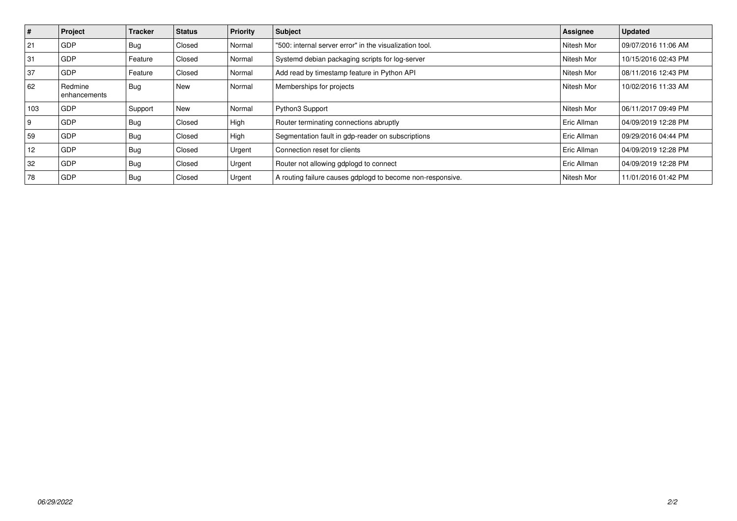| # | Project | Tracker | Status | Priority | Subject | Assignee | Updated |
|---|---|---|---|---|---|---|---|
| 21 | GDP | Bug | Closed | Normal | "500: internal server error" in the visualization tool. | Nitesh Mor | 09/07/2016 11:06 AM |
| 31 | GDP | Feature | Closed | Normal | Systemd debian packaging scripts for log-server | Nitesh Mor | 10/15/2016 02:43 PM |
| 37 | GDP | Feature | Closed | Normal | Add read by timestamp feature in Python API | Nitesh Mor | 08/11/2016 12:43 PM |
| 62 | Redmine enhancements | Bug | New | Normal | Memberships for projects | Nitesh Mor | 10/02/2016 11:33 AM |
| 103 | GDP | Support | New | Normal | Python3 Support | Nitesh Mor | 06/11/2017 09:49 PM |
| 9 | GDP | Bug | Closed | High | Router terminating connections abruptly | Eric Allman | 04/09/2019 12:28 PM |
| 59 | GDP | Bug | Closed | High | Segmentation fault in gdp-reader on subscriptions | Eric Allman | 09/29/2016 04:44 PM |
| 12 | GDP | Bug | Closed | Urgent | Connection reset for clients | Eric Allman | 04/09/2019 12:28 PM |
| 32 | GDP | Bug | Closed | Urgent | Router not allowing gdplogd to connect | Eric Allman | 04/09/2019 12:28 PM |
| 78 | GDP | Bug | Closed | Urgent | A routing failure causes gdplogd to become non-responsive. | Nitesh Mor | 11/01/2016 01:42 PM |

*06/29/2022*